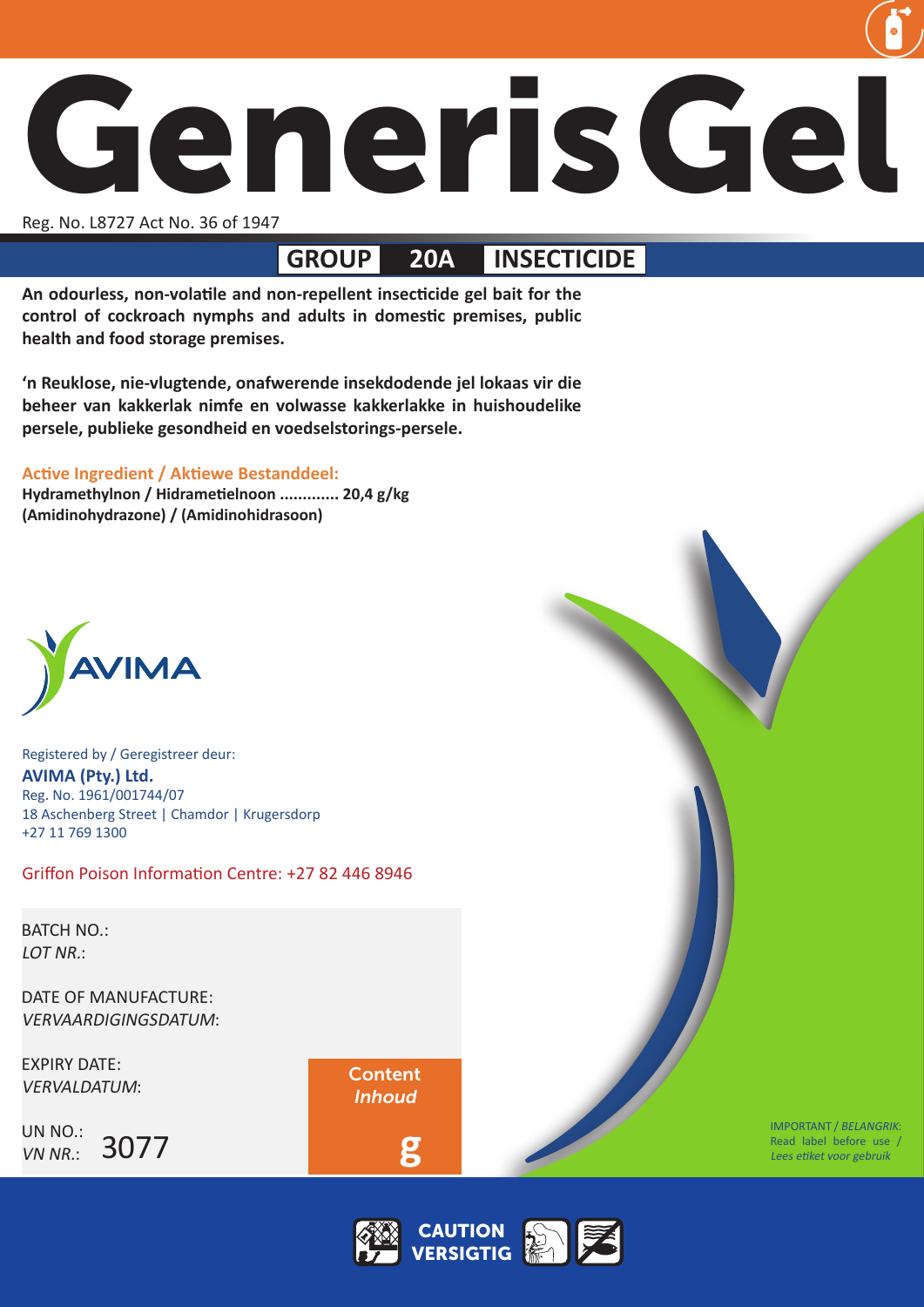# GenerisGel

Reg. No. L8727 Act No. 36 of 1947

**GROUP 20A INSECTICIDE**

**An odourless, non-volatile and non-repellent insecticide gel bait for the control of cockroach nymphs and adults in domestic premises, public health and food storage premises.**

**'n Reuklose, nie-vlugtende, onafwerende insekdodende jel lokaas vir die beheer van kakkerlak nimfe en volwasse kakkerlakke in huishoudelike persele, publieke gesondheid en voedselstorings-persele.**

**Active Ingredient / Aktiewe Bestanddeel:**
**Hydramethylnon / Hidrametielnoon ............ 20,4 g/kg**
**(Amidinohydrazone) / (Amidinohidrasoon)**

AVIMA

Registered by / Geregistreer deur:
**AVIMA (Pty.) Ltd.**
Reg. No. 1961/001744/07
18 Aschenberg Street | Chamdor | Krugersdorp
+27 11 769 1300

Griffon Poison Information Centre: +27 82 446 8946

BATCH NO.:
*LOT NR.*:

DATE OF MANUFACTURE:
*VERVAARDIGINGSDATUM*:

EXPIRY DATE:
*VERVALDATUM*:

UN NO.:
*VN NR.*: 3077

Content
*Inhoud*
g

IMPORTANT / *BELANGRIK*:
Read label before use /
*Lees etiket voor gebruik*

**CAUTION**
**VERSIGTIG**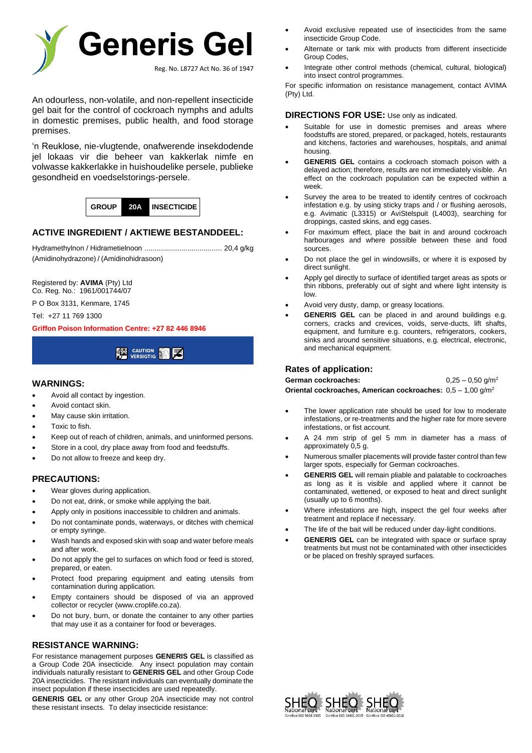# Generis Gel

Reg. No. L8727 Act No. 36 of 1947

An odourless, non-volatile, and non-repellent insecticide gel bait for the control of cockroach nymphs and adults in domestic premises, public health, and food storage premises.

'n Reuklose, nie-vlugtende, onafwerende insekdodende jel lokaas vir die beheer van kakkerlak nimfe en volwasse kakkerlakke in huishoudelike persele, publieke gesondheid en voedselstorings-persele.

| GROUP | 20A | INSECTICIDE |
|---|---|---|

## ACTIVE INGREDIENT / AKTIEWE BESTANDDEEL:

Hydramethylnon / Hidrametielnoon ...................................... 20,4 g/kg
(Amidinohydrazone) / (Amidinohidrasoon)

Registered by: **AVIMA** (Pty) Ltd
Co. Reg. No.: 1961/001744/07

P O Box 3131, Kenmare, 1745

Tel: +27 11 769 1300

**Griffon Poison Information Centre: +27 82 446 8946**

CAUTION
VERSIGTIG

## WARNINGS:

- Avoid all contact by ingestion.
- Avoid contact skin.
- May cause skin irritation.
- Toxic to fish.
- Keep out of reach of children, animals, and uninformed persons.
- Store in a cool, dry place away from food and feedstuffs.
- Do not allow to freeze and keep dry.

## PRECAUTIONS:

- Wear gloves during application.
- Do not eat, drink, or smoke while applying the bait.
- Apply only in positions inaccessible to children and animals.
- Do not contaminate ponds, waterways, or ditches with chemical or empty syringe.
- Wash hands and exposed skin with soap and water before meals and after work.
- Do not apply the gel to surfaces on which food or feed is stored, prepared, or eaten.
- Protect food preparing equipment and eating utensils from contamination during application.
- Empty containers should be disposed of via an approved collector or recycler (www.croplife.co.za).
- Do not bury, burn, or donate the container to any other parties that may use it as a container for food or beverages.

## RESISTANCE WARNING:

For resistance management purposes **GENERIS GEL** is classified as a Group Code 20A insecticide. Any insect population may contain individuals naturally resistant to **GENERIS GEL** and other Group Code 20A insecticides. The resistant individuals can eventually dominate the insect population if these insecticides are used repeatedly.

**GENERIS GEL** or any other Group 20A insecticide may not control these resistant insects. To delay insecticide resistance:

- Avoid exclusive repeated use of insecticides from the same insecticide Group Code.
- Alternate or tank mix with products from different insecticide Group Codes,
- Integrate other control methods (chemical, cultural, biological) into insect control programmes.

For specific information on resistance management, contact AVIMA (Pty) Ltd.

## DIRECTIONS FOR USE: Use only as indicated.

- Suitable for use in domestic premises and areas where foodstuffs are stored, prepared, or packaged, hotels, restaurants and kitchens, factories and warehouses, hospitals, and animal housing.
- **GENERIS GEL** contains a cockroach stomach poison with a delayed action; therefore, results are not immediately visible. An effect on the cockroach population can be expected within a week.
- Survey the area to be treated to identify centres of cockroach infestation e.g. by using sticky traps and / or flushing aerosols, e.g. Avimatic (L3315) or AviStelspuit (L4003), searching for droppings, casted skins, and egg cases.
- For maximum effect, place the bait in and around cockroach harbourages and where possible between these and food sources.
- Do not place the gel in windowsills, or where it is exposed by direct sunlight.
- Apply gel directly to surface of identified target areas as spots or thin ribbons, preferably out of sight and where light intensity is low.
- Avoid very dusty, damp, or greasy locations.
- **GENERIS GEL** can be placed in and around buildings e.g. corners, cracks and crevices, voids, serve-ducts, lift shafts, equipment, and furniture e.g. counters, refrigerators, cookers, sinks and around sensitive situations, e.g. electrical, electronic, and mechanical equipment.

## Rates of application:

**German cockroaches:** 0,25 – 0,50 g/m$^2$

**Oriental cockroaches, American cockroaches:** 0,5 – 1,00 g/m$^2$

- The lower application rate should be used for low to moderate infestations, or re-treatments and the higher rate for more severe infestations, or fist account.
- A 24 mm strip of gel 5 mm in diameter has a mass of approximately 0,5 g.
- Numerous smaller placements will provide faster control than few larger spots, especially for German cockroaches.
- **GENERIS GEL** will remain pliable and palatable to cockroaches as long as it is visible and applied where it cannot be contaminated, wettened, or exposed to heat and direct sunlight (usually up to 6 months).
- Where infestations are high, inspect the gel four weeks after treatment and replace if necessary.
- The life of the bait will be reduced under day-light conditions.
- **GENERIS GEL** can be integrated with space or surface spray treatments but must not be contaminated with other insecticides or be placed on freshly sprayed surfaces.

SHEQ National cert Certified ISO 9001:2015 SHEQ National cert Certified ISO 14001:2015 SHEQ National cert Certified ISO 45001:2018